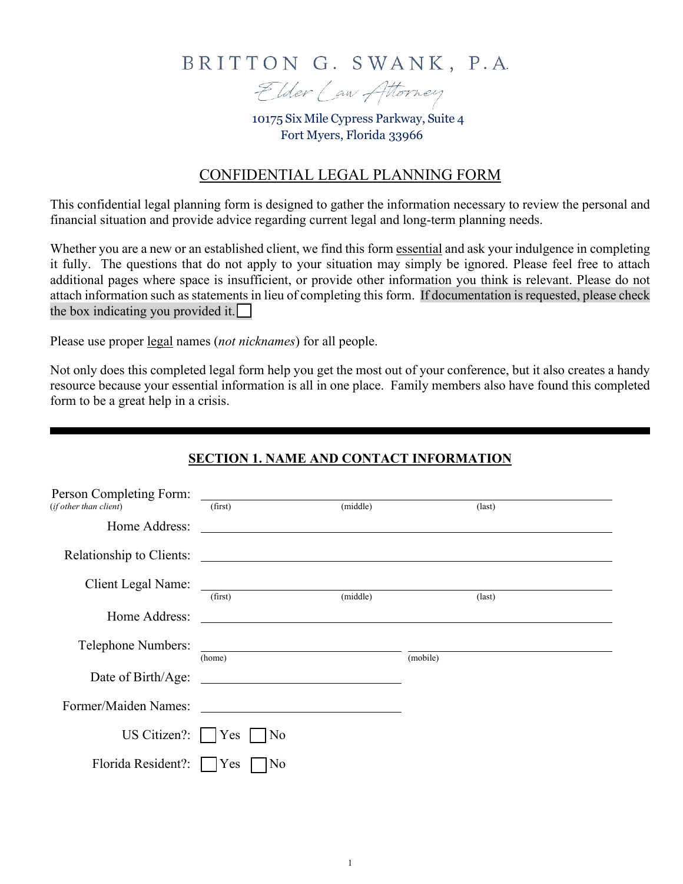# BRITTON G. SWANK, P.A.

*Elder Law Attorney*

10175 Six Mile Cypress Parkway, Suite 4
Fort Myers, Florida 33966

## CONFIDENTIAL LEGAL PLANNING FORM

This confidential legal planning form is designed to gather the information necessary to review the personal and financial situation and provide advice regarding current legal and long-term planning needs.

Whether you are a new or an established client, we find this form essential and ask your indulgence in completing it fully. The questions that do not apply to your situation may simply be ignored. Please feel free to attach additional pages where space is insufficient, or provide other information you think is relevant. Please do not attach information such as statements in lieu of completing this form. If documentation is requested, please check the box indicating you provided it. ☐

Please use proper legal names (*not nicknames*) for all people.

Not only does this completed legal form help you get the most out of your conference, but it also creates a handy resource because your essential information is all in one place. Family members also have found this completed form to be a great help in a crisis.

---

### SECTION 1. NAME AND CONTACT INFORMATION

Person Completing Form: ______________________________________________
(*if other than client*) (first) (middle) (last)

Home Address: ______________________________________________

Relationship to Clients: ______________________________________________

Client Legal Name: ______________________________________________
(first) (middle) (last)

Home Address: ______________________________________________

Telephone Numbers: ______________________ ______________________
(home) (mobile)

Date of Birth/Age: ______________________

Former/Maiden Names: ______________________

US Citizen?: ☐ Yes ☐ No

Florida Resident?: ☐ Yes ☐ No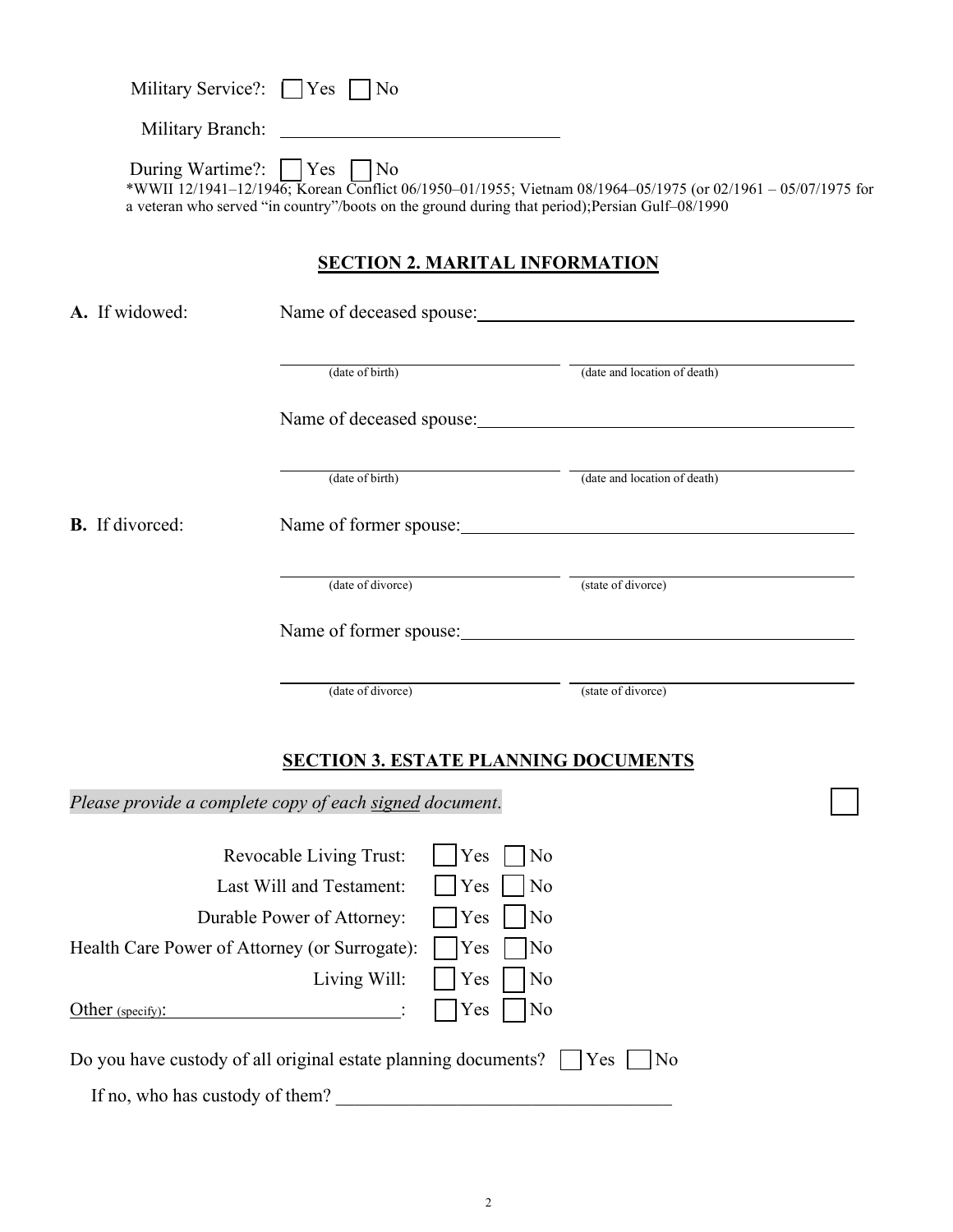Military Service?: ☐ Yes ☐ No

Military Branch: ______________________________

During Wartime?: ☐ Yes ☐ No

*WWII 12/1941–12/1946; Korean Conflict 06/1950–01/1955; Vietnam 08/1964–05/1975 (or 02/1961 – 05/07/1975 for a veteran who served "in country"/boots on the ground during that period);Persian Gulf–08/1990

## SECTION 2. MARITAL INFORMATION

**A.** If widowed: Name of deceased spouse: ________________________________________

______________________________ (date of birth) ______________________________ (date and location of death)

Name of deceased spouse: ________________________________________

______________________________ (date of birth) ______________________________ (date and location of death)

**B.** If divorced: Name of former spouse: ________________________________________

______________________________ (date of divorce) ______________________________ (state of divorce)

Name of former spouse: ________________________________________

______________________________ (date of divorce) ______________________________ (state of divorce)

## SECTION 3. ESTATE PLANNING DOCUMENTS

*Please provide a complete copy of each signed document.* ☐

Revocable Living Trust: ☐ Yes ☐ No

Last Will and Testament: ☐ Yes ☐ No

Durable Power of Attorney: ☐ Yes ☐ No

Health Care Power of Attorney (or Surrogate): ☐ Yes ☐ No

Living Will: ☐ Yes ☐ No

Other (specify): ______________________: ☐ Yes ☐ No

Do you have custody of all original estate planning documents? ☐ Yes ☐ No

If no, who has custody of them? ________________________________________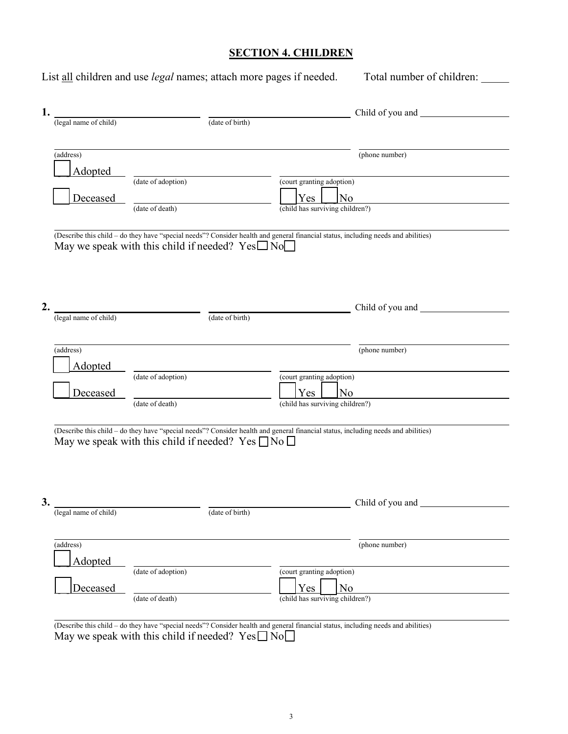# SECTION 4. CHILDREN

List all children and use *legal* names; attach more pages if needed. Total number of children: _____

**1.** ______________________ ______________________ Child of you and ______________________
(legal name of child) (date of birth)

______________________________________________ ______________________
(address) (phone number)

☐ Adopted ______________________ ______________________
(date of adoption) (court granting adoption)

☐ Deceased ______________________ ☐ Yes ☐ No
(date of death) (child has surviving children?)

______________________________________________
(Describe this child – do they have "special needs"? Consider health and general financial status, including needs and abilities)

May we speak with this child if needed? Yes ☐ No ☐

**2.** ______________________ ______________________ Child of you and ______________________
(legal name of child) (date of birth)

______________________________________________ ______________________
(address) (phone number)

☐ Adopted ______________________ ______________________
(date of adoption) (court granting adoption)

☐ Deceased ______________________ ☐ Yes ☐ No
(date of death) (child has surviving children?)

______________________________________________
(Describe this child – do they have "special needs"? Consider health and general financial status, including needs and abilities)

May we speak with this child if needed? Yes ☐ No ☐

**3.** ______________________ ______________________ Child of you and ______________________
(legal name of child) (date of birth)

______________________________________________ ______________________
(address) (phone number)

☐ Adopted ______________________ ______________________
(date of adoption) (court granting adoption)

☐ Deceased ______________________ ☐ Yes ☐ No
(date of death) (child has surviving children?)

______________________________________________
(Describe this child – do they have "special needs"? Consider health and general financial status, including needs and abilities)

May we speak with this child if needed? Yes ☐ No ☐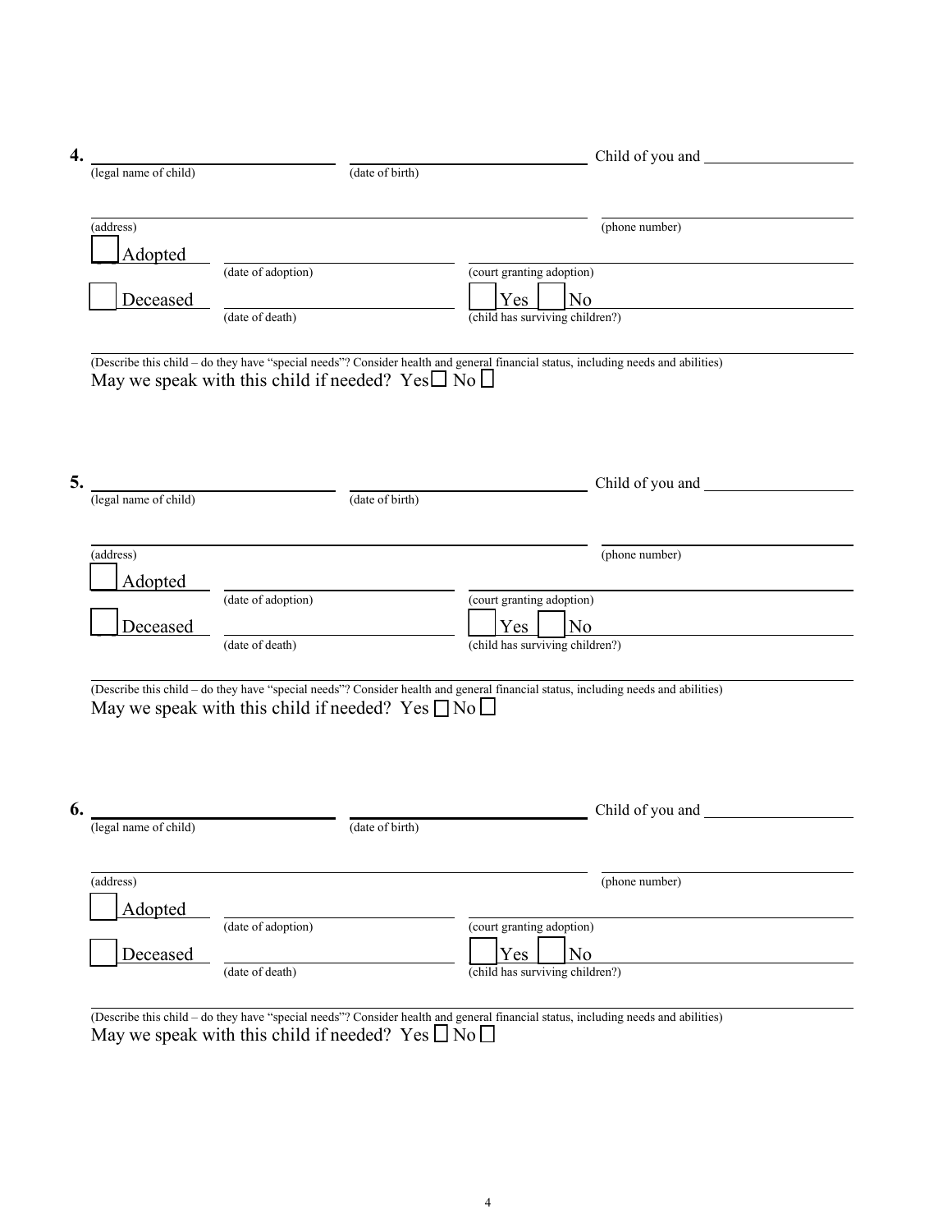**4.** ______________________ ______________________ Child of you and ______________
(legal name of child) (date of birth)

______________________________________________ ______________________
(address) (phone number)

☐ Adopted ______________________ ______________________________
(date of adoption) (court granting adoption)

☐ Deceased ______________________ ☐ Yes ☐ No ______________________
(date of death) (child has surviving children?)

______________________________________________________________________
(Describe this child – do they have "special needs"? Consider health and general financial status, including needs and abilities)

May we speak with this child if needed? Yes ☐ No ☐

**5.** ______________________ ______________________ Child of you and ______________
(legal name of child) (date of birth)

______________________________________________ ______________________
(address) (phone number)

☐ Adopted ______________________ ______________________________
(date of adoption) (court granting adoption)

☐ Deceased ______________________ ☐ Yes ☐ No ______________________
(date of death) (child has surviving children?)

______________________________________________________________________
(Describe this child – do they have "special needs"? Consider health and general financial status, including needs and abilities)

May we speak with this child if needed? Yes ☐ No ☐

**6.** ______________________ ______________________ Child of you and ______________
(legal name of child) (date of birth)

______________________________________________ ______________________
(address) (phone number)

☐ Adopted ______________________ ______________________________
(date of adoption) (court granting adoption)

☐ Deceased ______________________ ☐ Yes ☐ No ______________________
(date of death) (child has surviving children?)

______________________________________________________________________
(Describe this child – do they have "special needs"? Consider health and general financial status, including needs and abilities)

May we speak with this child if needed? Yes ☐ No ☐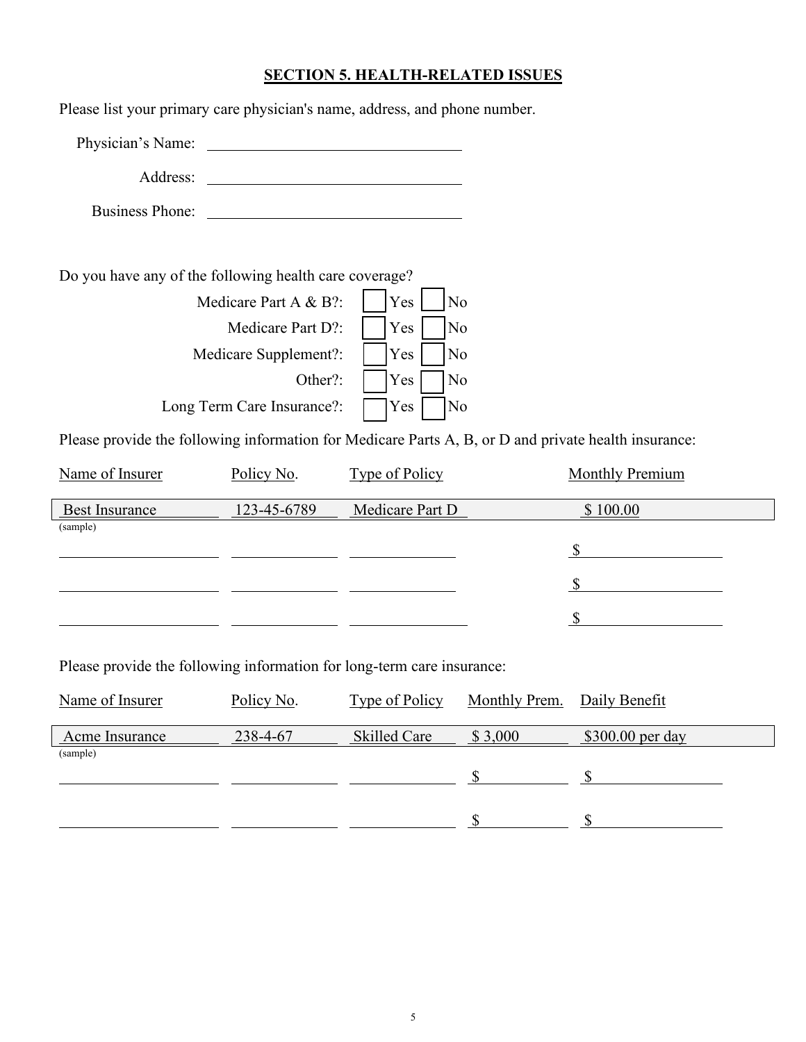## SECTION 5. HEALTH-RELATED ISSUES

Please list your primary care physician's name, address, and phone number.

Physician's Name: ______________________________

Address: ______________________________

Business Phone: ______________________________

Do you have any of the following health care coverage?

| | | |
|---|---|---|
| Medicare Part A & B?: | ☐ Yes | ☐ No |
| Medicare Part D?: | ☐ Yes | ☐ No |
| Medicare Supplement?: | ☐ Yes | ☐ No |
| Other?: | ☐ Yes | ☐ No |
| Long Term Care Insurance?: | ☐ Yes | ☐ No |

Please provide the following information for Medicare Parts A, B, or D and private health insurance:

| Name of Insurer | Policy No. | Type of Policy | Monthly Premium |
|---|---|---|---|
| Best Insurance (sample) | 123-45-6789 | Medicare Part D | $ 100.00 |
| | | | $ |
| | | | $ |
| | | | $ |

Please provide the following information for long-term care insurance:

| Name of Insurer | Policy No. | Type of Policy | Monthly Prem. | Daily Benefit |
|---|---|---|---|---|
| Acme Insurance (sample) | 238-4-67 | Skilled Care | $ 3,000 | $300.00 per day |
| | | | $ | $ |
| | | | $ | $ |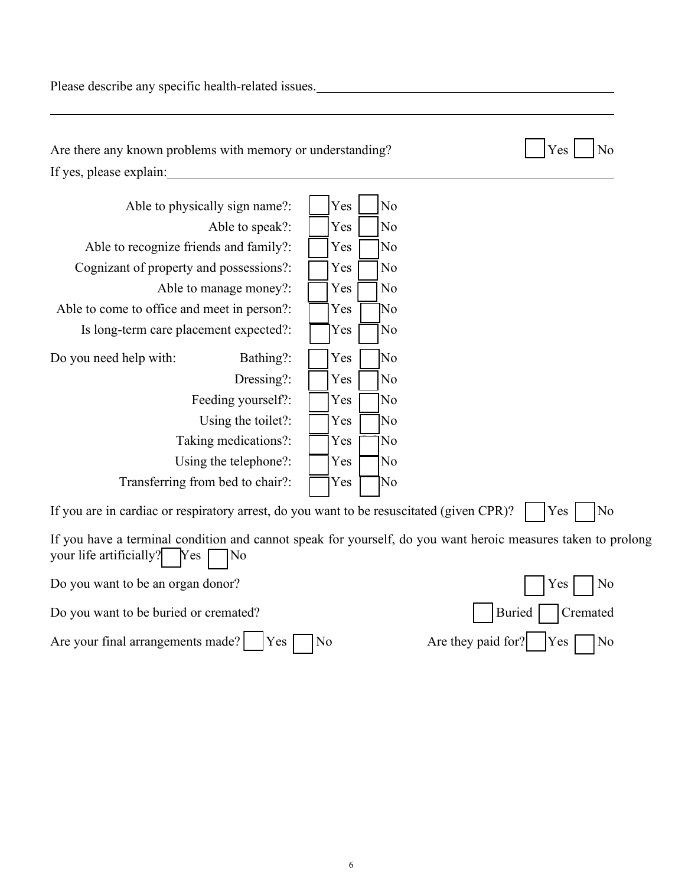Please describe any specific health-related issues.\_\_\_\_\_\_\_\_\_\_\_\_\_\_\_\_\_\_\_\_\_\_\_\_\_\_\_\_\_\_\_\_\_\_\_\_\_\_\_\_\_\_\_\_

\_\_\_\_\_\_\_\_\_\_\_\_\_\_\_\_\_\_\_\_\_\_\_\_\_\_\_\_\_\_\_\_\_\_\_\_\_\_\_\_\_\_\_\_\_\_\_\_\_\_\_\_\_\_\_\_\_\_\_\_\_\_\_\_\_\_\_\_\_\_\_\_\_\_\_\_\_\_\_\_\_\_\_\_\_\_\_\_\_\_

Are there any known problems with memory or understanding? ☐ Yes ☐ No

If yes, please explain:\_\_\_\_\_\_\_\_\_\_\_\_\_\_\_\_\_\_\_\_\_\_\_\_\_\_\_\_\_\_\_\_\_\_\_\_\_\_\_\_\_\_\_\_\_\_\_\_\_\_\_\_\_\_\_\_\_\_\_\_\_\_\_\_\_\_\_\_

Able to physically sign name?: ☐ Yes ☐ No

Able to speak?: ☐ Yes ☐ No

Able to recognize friends and family?: ☐ Yes ☐ No

Cognizant of property and possessions?: ☐ Yes ☐ No

Able to manage money?: ☐ Yes ☐ No

Able to come to office and meet in person?: ☐ Yes ☐ No

Is long-term care placement expected?: ☐ Yes ☐ No

Do you need help with:

Bathing?: ☐ Yes ☐ No

Dressing?: ☐ Yes ☐ No

Feeding yourself?: ☐ Yes ☐ No

Using the toilet?: ☐ Yes ☐ No

Taking medications?: ☐ Yes ☐ No

Using the telephone?: ☐ Yes ☐ No

Transferring from bed to chair?: ☐ Yes ☐ No

If you are in cardiac or respiratory arrest, do you want to be resuscitated (given CPR)? ☐ Yes ☐ No

If you have a terminal condition and cannot speak for yourself, do you want heroic measures taken to prolong your life artificially? ☐ Yes ☐ No

Do you want to be an organ donor? ☐ Yes ☐ No

Do you want to be buried or cremated? ☐ Buried ☐ Cremated

Are your final arrangements made? ☐ Yes ☐ No Are they paid for? ☐ Yes ☐ No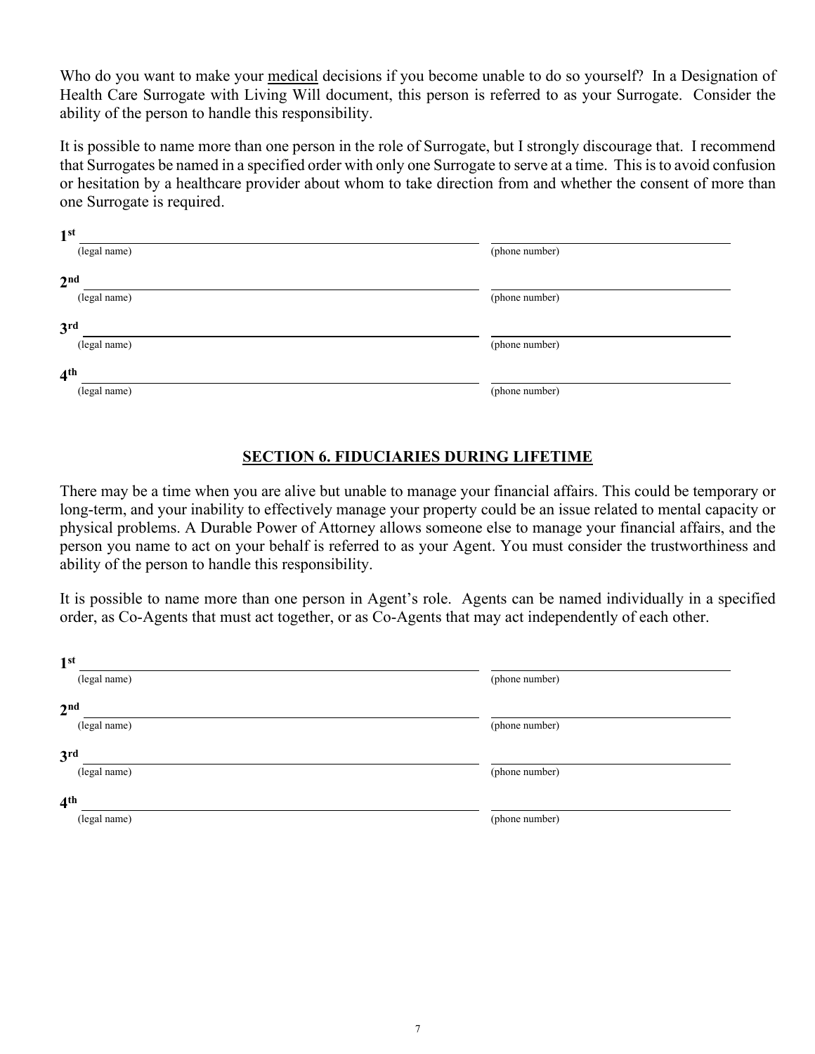Who do you want to make your <u>medical</u> decisions if you become unable to do so yourself? In a Designation of Health Care Surrogate with Living Will document, this person is referred to as your Surrogate. Consider the ability of the person to handle this responsibility.

It is possible to name more than one person in the role of Surrogate, but I strongly discourage that. I recommend that Surrogates be named in a specified order with only one Surrogate to serve at a time. This is to avoid confusion or hesitation by a healthcare provider about whom to take direction from and whether the consent of more than one Surrogate is required.

**1st** ______________________________ ______________________________
(legal name) (phone number)

**2nd** ______________________________ ______________________________
(legal name) (phone number)

**3rd** ______________________________ ______________________________
(legal name) (phone number)

**4th** ______________________________ ______________________________
(legal name) (phone number)

## SECTION 6. FIDUCIARIES DURING LIFETIME

There may be a time when you are alive but unable to manage your financial affairs. This could be temporary or long-term, and your inability to effectively manage your property could be an issue related to mental capacity or physical problems. A Durable Power of Attorney allows someone else to manage your financial affairs, and the person you name to act on your behalf is referred to as your Agent. You must consider the trustworthiness and ability of the person to handle this responsibility.

It is possible to name more than one person in Agent's role. Agents can be named individually in a specified order, as Co-Agents that must act together, or as Co-Agents that may act independently of each other.

**1st** ______________________________ ______________________________
(legal name) (phone number)

**2nd** ______________________________ ______________________________
(legal name) (phone number)

**3rd** ______________________________ ______________________________
(legal name) (phone number)

**4th** ______________________________ ______________________________
(legal name) (phone number)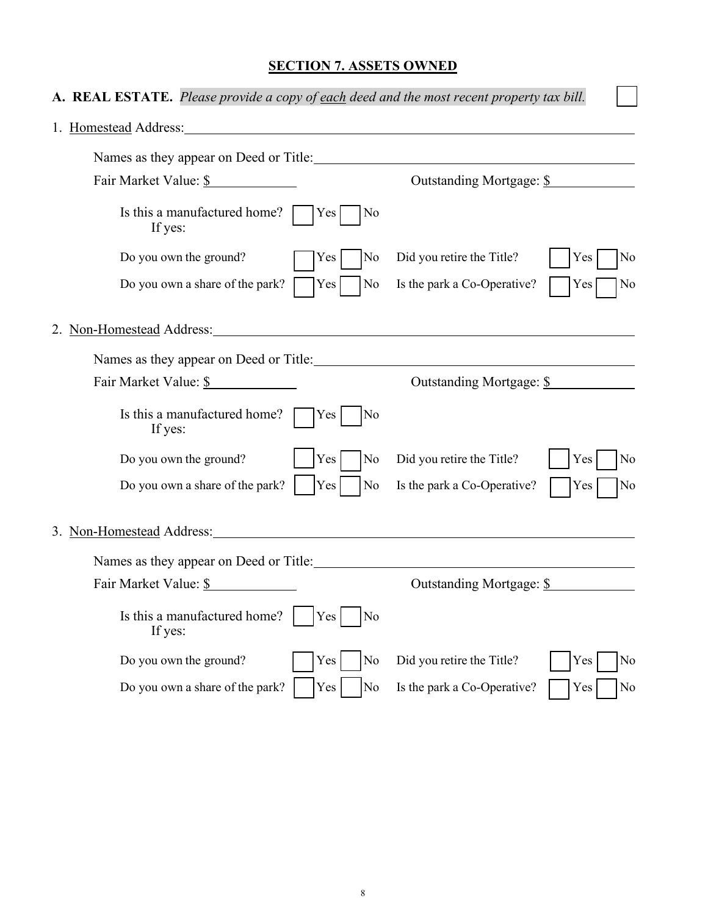## SECTION 7. ASSETS OWNED

**A. REAL ESTATE.** *Please provide a copy of each deed and the most recent property tax bill.* ☐

1. Homestead Address: ____________________

   Names as they appear on Deed or Title: ____________________

   Fair Market Value: $__________ Outstanding Mortgage: $__________

   Is this a manufactured home? ☐ Yes ☐ No
   If yes:

   Do you own the ground? ☐ Yes ☐ No Did you retire the Title? ☐ Yes ☐ No

   Do you own a share of the park? ☐ Yes ☐ No Is the park a Co-Operative? ☐ Yes ☐ No

2. Non-Homestead Address: ____________________

   Names as they appear on Deed or Title: ____________________

   Fair Market Value: $__________ Outstanding Mortgage: $__________

   Is this a manufactured home? ☐ Yes ☐ No
   If yes:

   Do you own the ground? ☐ Yes ☐ No Did you retire the Title? ☐ Yes ☐ No

   Do you own a share of the park? ☐ Yes ☐ No Is the park a Co-Operative? ☐ Yes ☐ No

3. Non-Homestead Address: ____________________

   Names as they appear on Deed or Title: ____________________

   Fair Market Value: $__________ Outstanding Mortgage: $__________

   Is this a manufactured home? ☐ Yes ☐ No
   If yes:

   Do you own the ground? ☐ Yes ☐ No Did you retire the Title? ☐ Yes ☐ No

   Do you own a share of the park? ☐ Yes ☐ No Is the park a Co-Operative? ☐ Yes ☐ No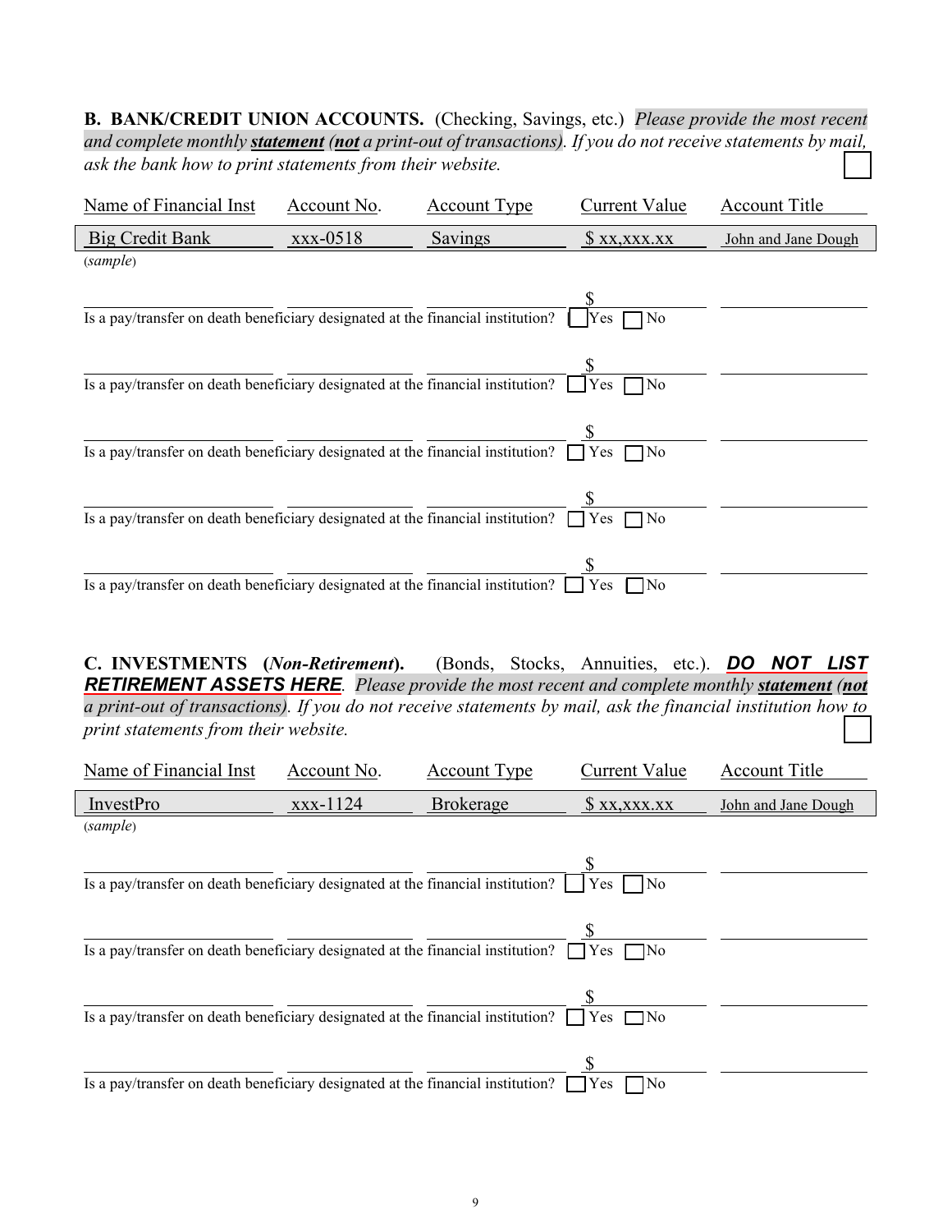**B. BANK/CREDIT UNION ACCOUNTS.** (Checking, Savings, etc.) *Please provide the most recent and complete monthly **statement** (**not** a print-out of transactions). If you do not receive statements by mail, ask the bank how to print statements from their website.* ☐

| Name of Financial Inst | Account No. | Account Type | Current Value | Account Title |
|---|---|---|---|---|
| Big Credit Bank | xxx-0518 | Savings | $ xx,xxx.xx | John and Jane Dough |
| (*sample*) | | | | |
| | | | $ | |
| Is a pay/transfer on death beneficiary designated at the financial institution? | | | ☐ Yes ☐ No | |
| | | | $ | |
| Is a pay/transfer on death beneficiary designated at the financial institution? | | | ☐ Yes ☐ No | |
| | | | $ | |
| Is a pay/transfer on death beneficiary designated at the financial institution? | | | ☐ Yes ☐ No | |
| | | | $ | |
| Is a pay/transfer on death beneficiary designated at the financial institution? | | | ☐ Yes ☐ No | |
| | | | $ | |
| Is a pay/transfer on death beneficiary designated at the financial institution? | | | ☐ Yes ☐ No | |

**C. INVESTMENTS (*Non-Retirement*).** (Bonds, Stocks, Annuities, etc.). ***DO NOT LIST RETIREMENT ASSETS HERE***. *Please provide the most recent and complete monthly **statement** (**not** a print-out of transactions). If you do not receive statements by mail, ask the financial institution how to print statements from their website.* ☐

| Name of Financial Inst | Account No. | Account Type | Current Value | Account Title |
|---|---|---|---|---|
| InvestPro | xxx-1124 | Brokerage | $ xx,xxx.xx | John and Jane Dough |
| (*sample*) | | | | |
| | | | $ | |
| Is a pay/transfer on death beneficiary designated at the financial institution? | | | ☐ Yes ☐ No | |
| | | | $ | |
| Is a pay/transfer on death beneficiary designated at the financial institution? | | | ☐ Yes ☐ No | |
| | | | $ | |
| Is a pay/transfer on death beneficiary designated at the financial institution? | | | ☐ Yes ☐ No | |
| | | | $ | |
| Is a pay/transfer on death beneficiary designated at the financial institution? | | | ☐ Yes ☐ No | |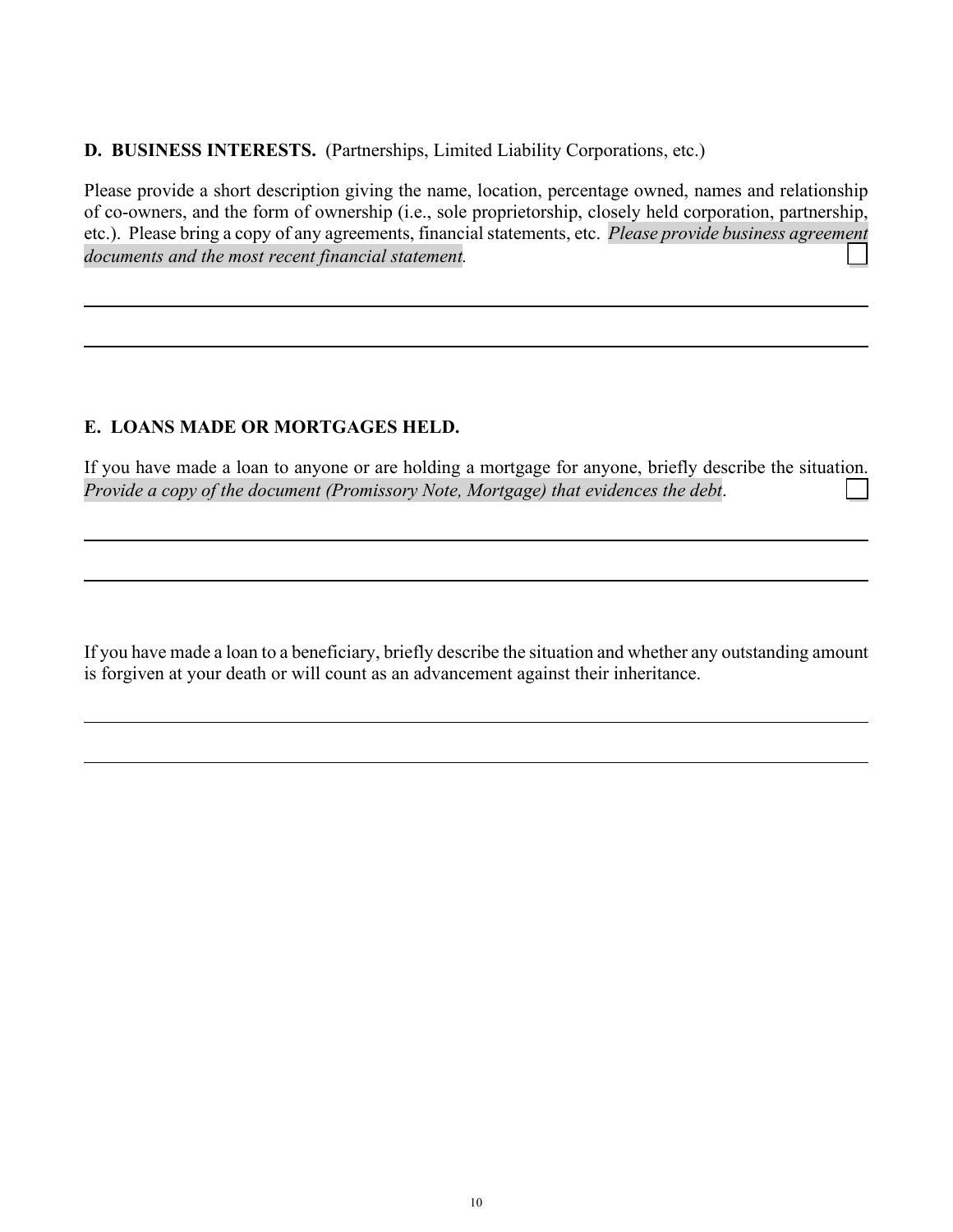**D. BUSINESS INTERESTS.** (Partnerships, Limited Liability Corporations, etc.)

Please provide a short description giving the name, location, percentage owned, names and relationship of co-owners, and the form of ownership (i.e., sole proprietorship, closely held corporation, partnership, etc.). Please bring a copy of any agreements, financial statements, etc. *Please provide business agreement documents and the most recent financial statement.* ☐

______________________________________________________________________________

______________________________________________________________________________

**E. LOANS MADE OR MORTGAGES HELD.**

If you have made a loan to anyone or are holding a mortgage for anyone, briefly describe the situation. *Provide a copy of the document (Promissory Note, Mortgage) that evidences the debt*. ☐

______________________________________________________________________________

______________________________________________________________________________

If you have made a loan to a beneficiary, briefly describe the situation and whether any outstanding amount is forgiven at your death or will count as an advancement against their inheritance.

______________________________________________________________________________

______________________________________________________________________________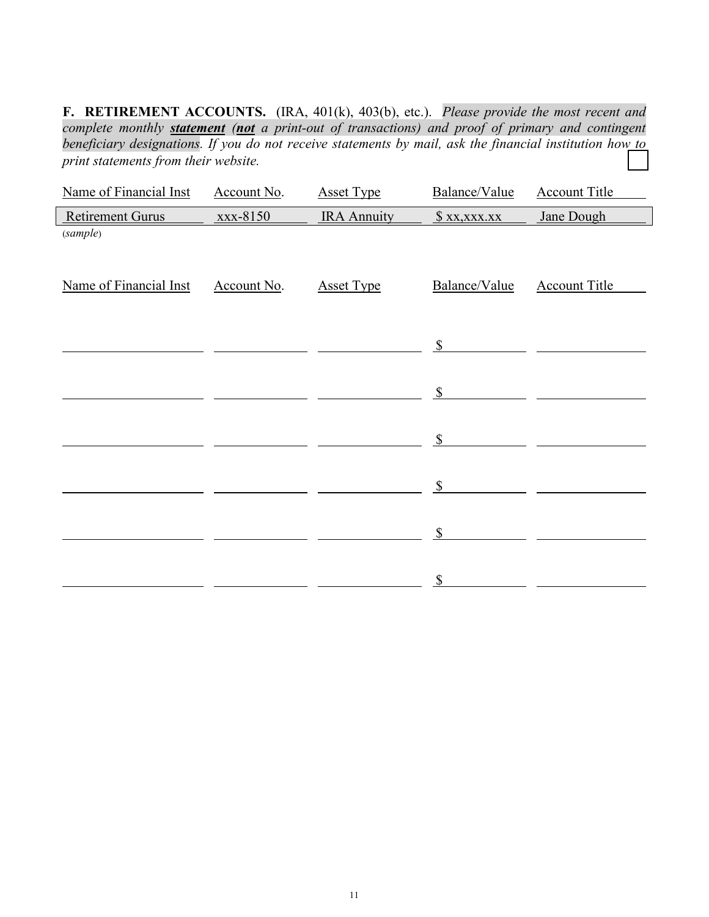**F. RETIREMENT ACCOUNTS.** (IRA, 401(k), 403(b), etc.). *Please provide the most recent and complete monthly **statement** (**not** a print-out of transactions) and proof of primary and contingent beneficiary designations. If you do not receive statements by mail, ask the financial institution how to print statements from their website.* ☐

| Name of Financial Inst | Account No. | Asset Type | Balance/Value | Account Title |
|---|---|---|---|---|
| Retirement Gurus | xxx-8150 | IRA Annuity | $ xx,xxx.xx | Jane Dough |

(*sample*)

| Name of Financial Inst | Account No. | Asset Type | Balance/Value | Account Title |
|---|---|---|---|---|
| | | | $ | |
| | | | $ | |
| | | | $ | |
| | | | $ | |
| | | | $ | |
| | | | $ | |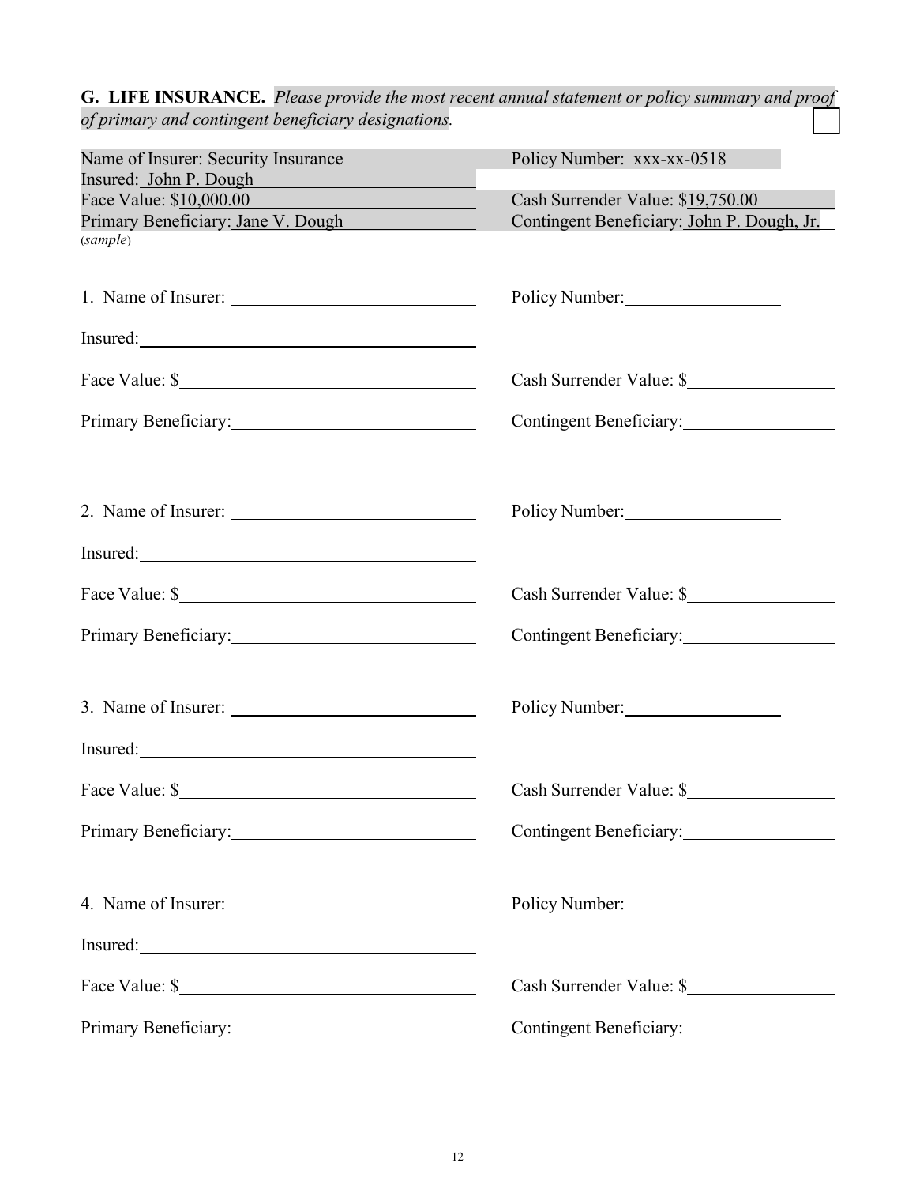**G. LIFE INSURANCE.** *Please provide the most recent annual statement or policy summary and proof of primary and contingent beneficiary designations.* ☐

Name of Insurer: Security Insurance  Policy Number: xxx-xx-0518
Insured: John P. Dough
Face Value: $10,000.00  Cash Surrender Value: $19,750.00
Primary Beneficiary: Jane V. Dough  Contingent Beneficiary: John P. Dough, Jr.
(*sample*)

1. Name of Insurer: ____________________  Policy Number: ______________

Insured: ______________________________

Face Value: $__________________________  Cash Surrender Value: $______________

Primary Beneficiary: ____________________  Contingent Beneficiary: ______________

2. Name of Insurer: ____________________  Policy Number: ______________

Insured: ______________________________

Face Value: $__________________________  Cash Surrender Value: $______________

Primary Beneficiary: ____________________  Contingent Beneficiary: ______________

3. Name of Insurer: ____________________  Policy Number: ______________

Insured: ______________________________

Face Value: $__________________________  Cash Surrender Value: $______________

Primary Beneficiary: ____________________  Contingent Beneficiary: ______________

4. Name of Insurer: ____________________  Policy Number: ______________

Insured: ______________________________

Face Value: $__________________________  Cash Surrender Value: $______________

Primary Beneficiary: ____________________  Contingent Beneficiary: ______________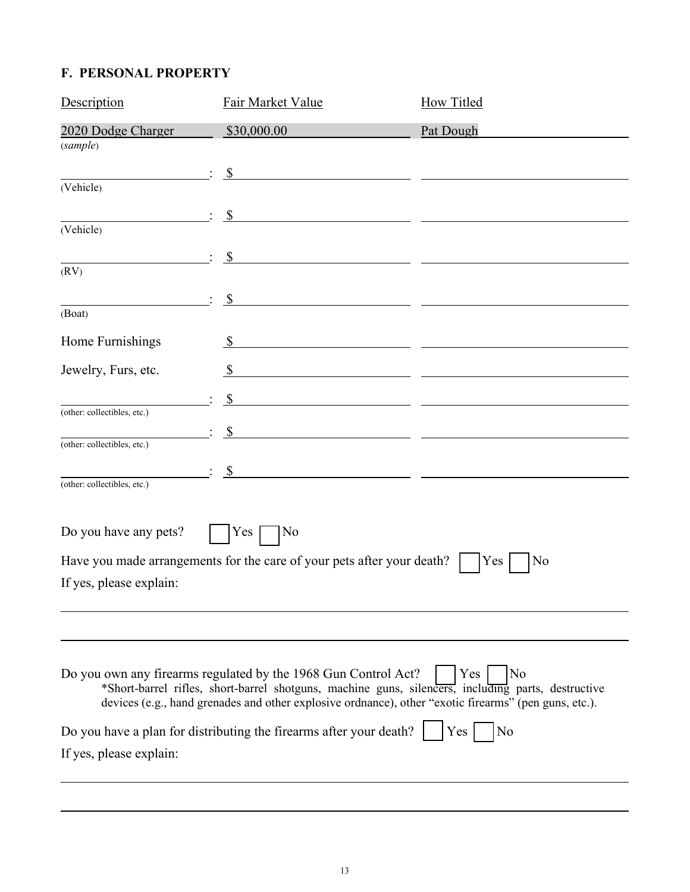## F. PERSONAL PROPERTY

| Description | Fair Market Value | How Titled |
|---|---|---|
| 2020 Dodge Charger (*sample*) | $30,000.00 | Pat Dough |
| ______: (Vehicle) | $ | |
| ______: (Vehicle) | $ | |
| ______: (RV) | $ | |
| ______: (Boat) | $ | |
| Home Furnishings | $ | |
| Jewelry, Furs, etc. | $ | |
| ______: (other: collectibles, etc.) | $ | |
| ______: (other: collectibles, etc.) | $ | |
| ______: (other: collectibles, etc.) | $ | |

Do you have any pets? ☐ Yes ☐ No

Have you made arrangements for the care of your pets after your death? ☐ Yes ☐ No

If yes, please explain:

_______________________________________________

_______________________________________________

Do you own any firearms regulated by the 1968 Gun Control Act? ☐ Yes ☐ No

*Short-barrel rifles, short-barrel shotguns, machine guns, silencers, including parts, destructive devices (e.g., hand grenades and other explosive ordnance), other "exotic firearms" (pen guns, etc.).

Do you have a plan for distributing the firearms after your death? ☐ Yes ☐ No

If yes, please explain:

_______________________________________________

_______________________________________________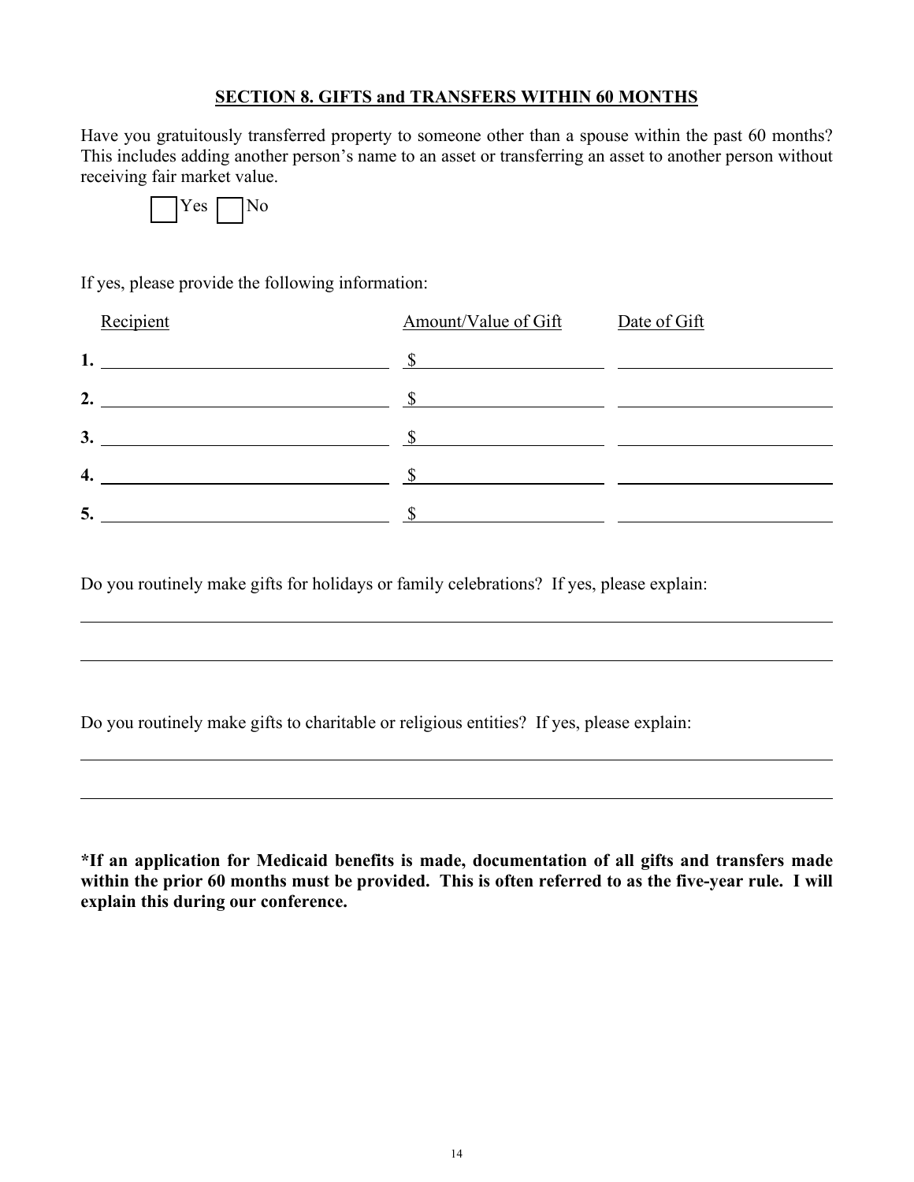## SECTION 8. GIFTS and TRANSFERS WITHIN 60 MONTHS

Have you gratuitously transferred property to someone other than a spouse within the past 60 months? This includes adding another person's name to an asset or transferring an asset to another person without receiving fair market value.

☐ Yes ☐ No

If yes, please provide the following information:

| | Recipient | Amount/Value of Gift | Date of Gift |
|---|---|---|---|
| **1.** | | $ | |
| **2.** | | $ | |
| **3.** | | $ | |
| **4.** | | $ | |
| **5.** | | $ | |

Do you routinely make gifts for holidays or family celebrations? If yes, please explain:

______________________________________________________________________________

______________________________________________________________________________

Do you routinely make gifts to charitable or religious entities? If yes, please explain:

______________________________________________________________________________

______________________________________________________________________________

**\*If an application for Medicaid benefits is made, documentation of all gifts and transfers made within the prior 60 months must be provided. This is often referred to as the five-year rule. I will explain this during our conference.**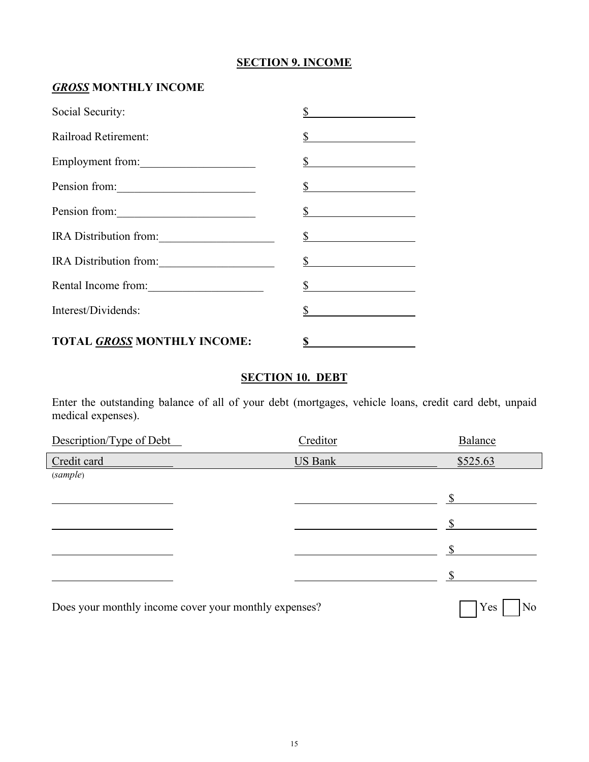## SECTION 9. INCOME

### ***GROSS*** MONTHLY INCOME

| | |
|---|---|
| Social Security: | $__________ |
| Railroad Retirement: | $__________ |
| Employment from:__________ | $__________ |
| Pension from:__________ | $__________ |
| Pension from:__________ | $__________ |
| IRA Distribution from:__________ | $__________ |
| IRA Distribution from:__________ | $__________ |
| Rental Income from:__________ | $__________ |
| Interest/Dividends: | $__________ |
| **TOTAL *GROSS* MONTHLY INCOME:** | **$__________** |

## SECTION 10. DEBT

Enter the outstanding balance of all of your debt (mortgages, vehicle loans, credit card debt, unpaid medical expenses).

| Description/Type of Debt | Creditor | Balance |
|---|---|---|
| Credit card (*sample*) | US Bank | $525.63 |
| | | $ |
| | | $ |
| | | $ |
| | | $ |

Does your monthly income cover your monthly expenses? ☐ Yes ☐ No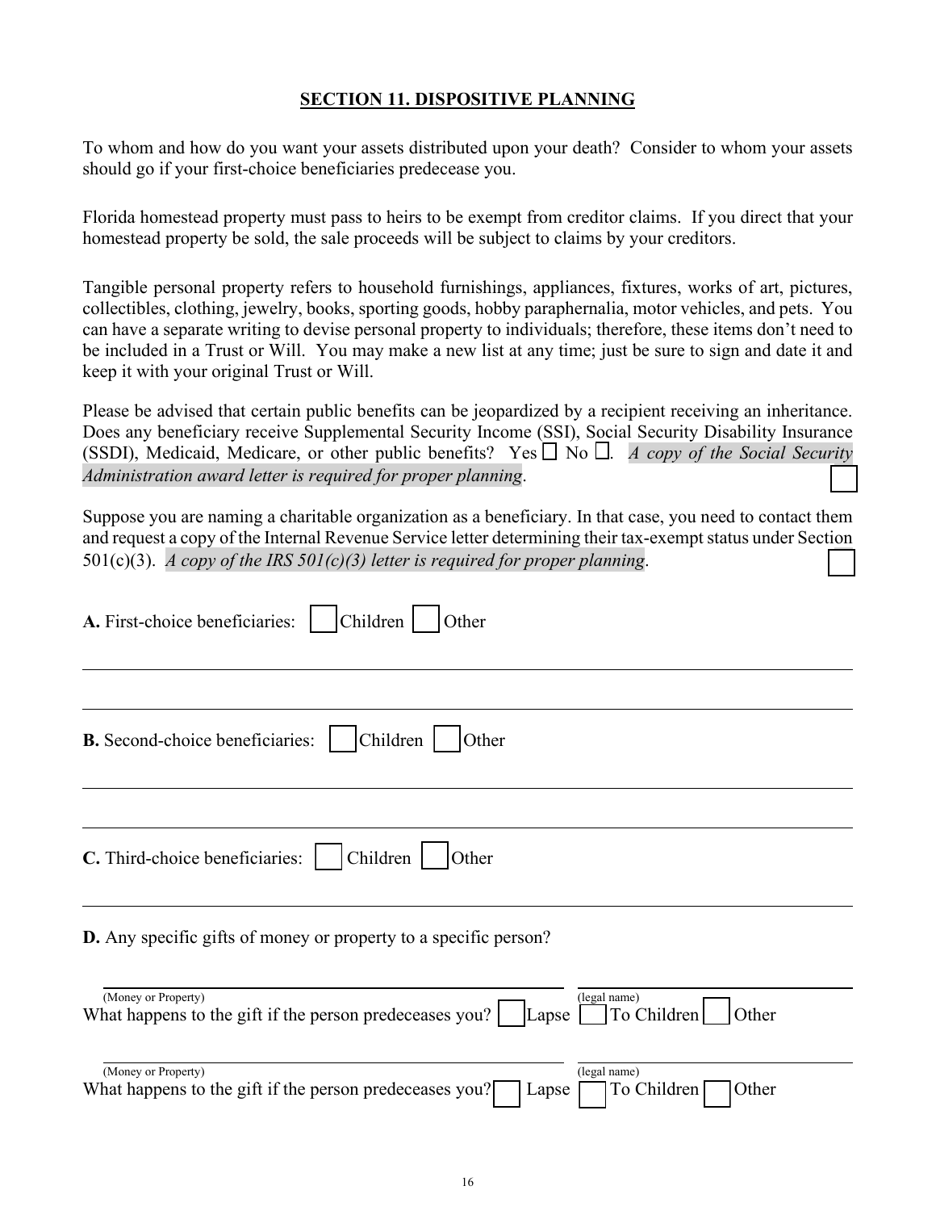## SECTION 11. DISPOSITIVE PLANNING

To whom and how do you want your assets distributed upon your death? Consider to whom your assets should go if your first-choice beneficiaries predecease you.

Florida homestead property must pass to heirs to be exempt from creditor claims. If you direct that your homestead property be sold, the sale proceeds will be subject to claims by your creditors.

Tangible personal property refers to household furnishings, appliances, fixtures, works of art, pictures, collectibles, clothing, jewelry, books, sporting goods, hobby paraphernalia, motor vehicles, and pets. You can have a separate writing to devise personal property to individuals; therefore, these items don't need to be included in a Trust or Will. You may make a new list at any time; just be sure to sign and date it and keep it with your original Trust or Will.

Please be advised that certain public benefits can be jeopardized by a recipient receiving an inheritance. Does any beneficiary receive Supplemental Security Income (SSI), Social Security Disability Insurance (SSDI), Medicaid, Medicare, or other public benefits? Yes ☐ No ☐. *A copy of the Social Security Administration award letter is required for proper planning*. ☐

Suppose you are naming a charitable organization as a beneficiary. In that case, you need to contact them and request a copy of the Internal Revenue Service letter determining their tax-exempt status under Section 501(c)(3). *A copy of the IRS 501(c)(3) letter is required for proper planning*. ☐

**A.** First-choice beneficiaries: ☐ Children ☐ Other

______________________________________________________________________

______________________________________________________________________

**B.** Second-choice beneficiaries: ☐ Children ☐ Other

______________________________________________________________________

______________________________________________________________________

**C.** Third-choice beneficiaries: ☐ Children ☐ Other

______________________________________________________________________

**D.** Any specific gifts of money or property to a specific person?

______________________________________ ______________________________
(Money or Property) (legal name)

What happens to the gift if the person predeceases you? ☐ Lapse ☐ To Children ☐ Other

______________________________________ ______________________________
(Money or Property) (legal name)

What happens to the gift if the person predeceases you? ☐ Lapse ☐ To Children ☐ Other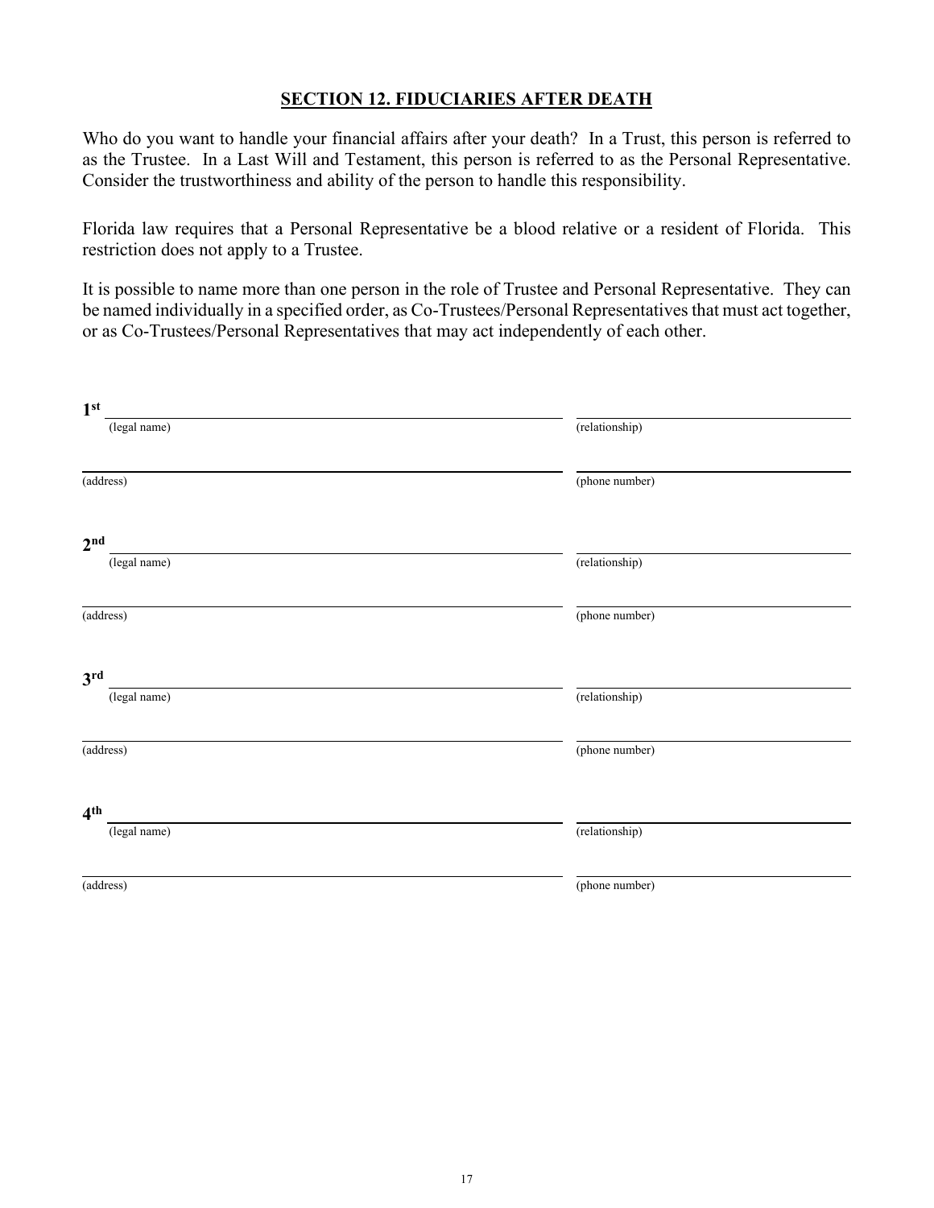## SECTION 12. FIDUCIARIES AFTER DEATH

Who do you want to handle your financial affairs after your death? In a Trust, this person is referred to as the Trustee. In a Last Will and Testament, this person is referred to as the Personal Representative. Consider the trustworthiness and ability of the person to handle this responsibility.

Florida law requires that a Personal Representative be a blood relative or a resident of Florida. This restriction does not apply to a Trustee.

It is possible to name more than one person in the role of Trustee and Personal Representative. They can be named individually in a specified order, as Co-Trustees/Personal Representatives that must act together, or as Co-Trustees/Personal Representatives that may act independently of each other.

**1st** ______________________________________________ ______________________________
(legal name) (relationship)

______________________________________________ ______________________________
(address) (phone number)

**2nd** ______________________________________________ ______________________________
(legal name) (relationship)

______________________________________________ ______________________________
(address) (phone number)

**3rd** ______________________________________________ ______________________________
(legal name) (relationship)

______________________________________________ ______________________________
(address) (phone number)

**4th** ______________________________________________ ______________________________
(legal name) (relationship)

______________________________________________ ______________________________
(address) (phone number)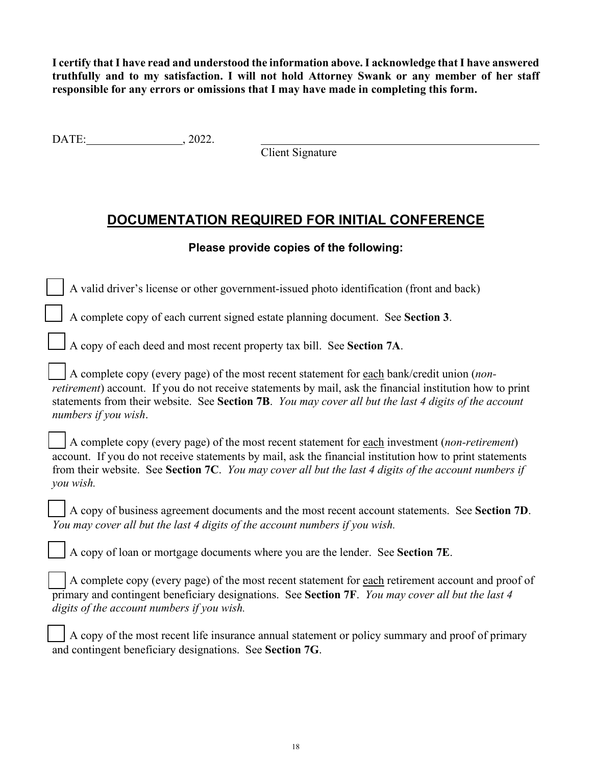**I certify that I have read and understood the information above. I acknowledge that I have answered truthfully and to my satisfaction. I will not hold Attorney Swank or any member of her staff responsible for any errors or omissions that I may have made in completing this form.**

DATE:_________________, 2022. _______________________________________________

Client Signature

## DOCUMENTATION REQUIRED FOR INITIAL CONFERENCE

**Please provide copies of the following:**

- [ ] A valid driver's license or other government-issued photo identification (front and back)
- [ ] A complete copy of each current signed estate planning document. See **Section 3**.
- [ ] A copy of each deed and most recent property tax bill. See **Section 7A**.
- [ ] A complete copy (every page) of the most recent statement for each bank/credit union (*non-retirement*) account. If you do not receive statements by mail, ask the financial institution how to print statements from their website. See **Section 7B**. *You may cover all but the last 4 digits of the account numbers if you wish*.
- [ ] A complete copy (every page) of the most recent statement for each investment (*non-retirement*) account. If you do not receive statements by mail, ask the financial institution how to print statements from their website. See **Section 7C**. *You may cover all but the last 4 digits of the account numbers if you wish.*
- [ ] A copy of business agreement documents and the most recent account statements. See **Section 7D**. *You may cover all but the last 4 digits of the account numbers if you wish.*
- [ ] A copy of loan or mortgage documents where you are the lender. See **Section 7E**.
- [ ] A complete copy (every page) of the most recent statement for each retirement account and proof of primary and contingent beneficiary designations. See **Section 7F**. *You may cover all but the last 4 digits of the account numbers if you wish.*
- [ ] A copy of the most recent life insurance annual statement or policy summary and proof of primary and contingent beneficiary designations. See **Section 7G**.